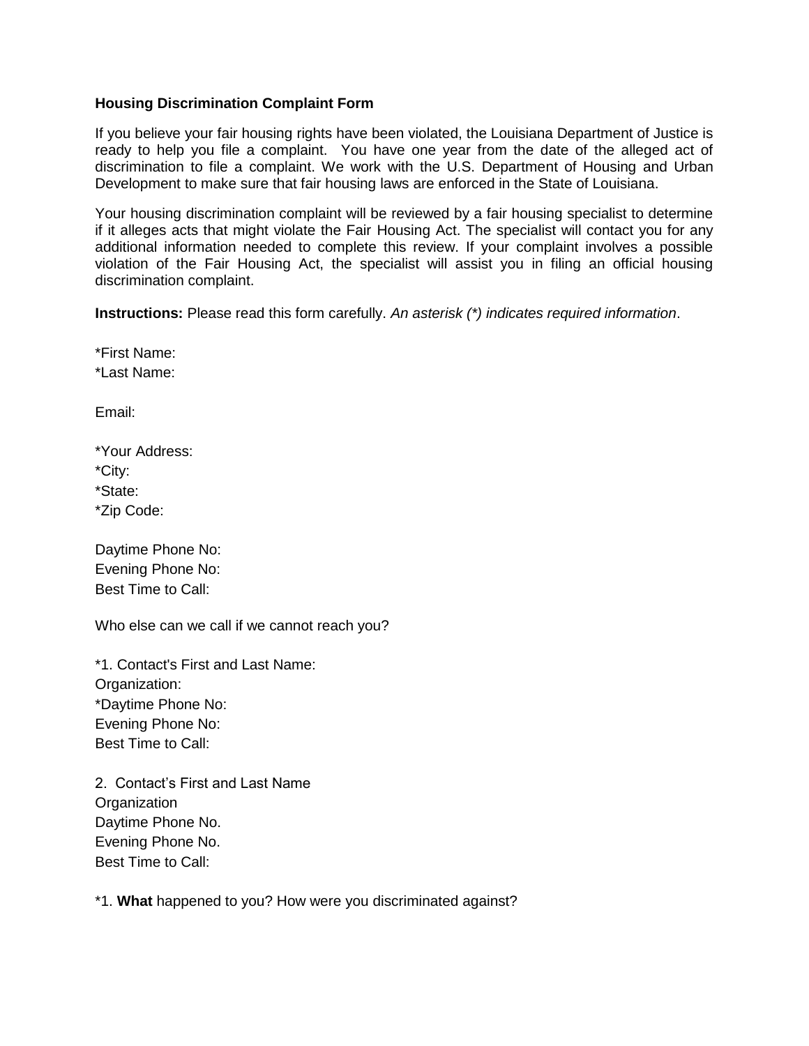**Housing Discrimination Complaint Form**

If you believe your fair housing rights have been violated, the Louisiana Department of Justice is ready to help you file a complaint. You have one year from the date of the alleged act of discrimination to file a complaint. We work with the U.S. Department of Housing and Urban Development to make sure that fair housing laws are enforced in the State of Louisiana.

Your housing discrimination complaint will be reviewed by a fair housing specialist to determine if it alleges acts that might violate the Fair Housing Act. The specialist will contact you for any additional information needed to complete this review. If your complaint involves a possible violation of the Fair Housing Act, the specialist will assist you in filing an official housing discrimination complaint.

**Instructions:** Please read this form carefully. *An asterisk (*) indicates required information*.

*First Name:
*Last Name:

Email:

*Your Address:
*City:
*State:
*Zip Code:

Daytime Phone No:
Evening Phone No:
Best Time to Call:

Who else can we call if we cannot reach you?

*1. Contact's First and Last Name:
Organization:
*Daytime Phone No:
Evening Phone No:
Best Time to Call:

2. Contact's First and Last Name
Organization
Daytime Phone No.
Evening Phone No.
Best Time to Call:

*1. **What** happened to you? How were you discriminated against?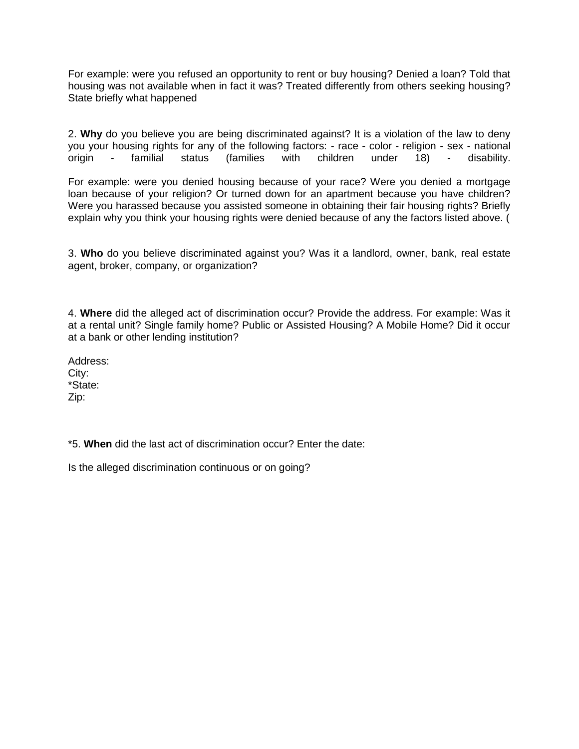For example: were you refused an opportunity to rent or buy housing? Denied a loan? Told that housing was not available when in fact it was? Treated differently from others seeking housing? State briefly what happened

2. **Why** do you believe you are being discriminated against? It is a violation of the law to deny you your housing rights for any of the following factors: - race - color - religion - sex - national origin - familial status (families with children under 18) - disability.

For example: were you denied housing because of your race? Were you denied a mortgage loan because of your religion? Or turned down for an apartment because you have children? Were you harassed because you assisted someone in obtaining their fair housing rights? Briefly explain why you think your housing rights were denied because of any the factors listed above. (

3. **Who** do you believe discriminated against you? Was it a landlord, owner, bank, real estate agent, broker, company, or organization?

4. **Where** did the alleged act of discrimination occur? Provide the address. For example: Was it at a rental unit? Single family home? Public or Assisted Housing? A Mobile Home? Did it occur at a bank or other lending institution?

Address:
City:
*State:
Zip:

*5. **When** did the last act of discrimination occur? Enter the date:

Is the alleged discrimination continuous or on going?